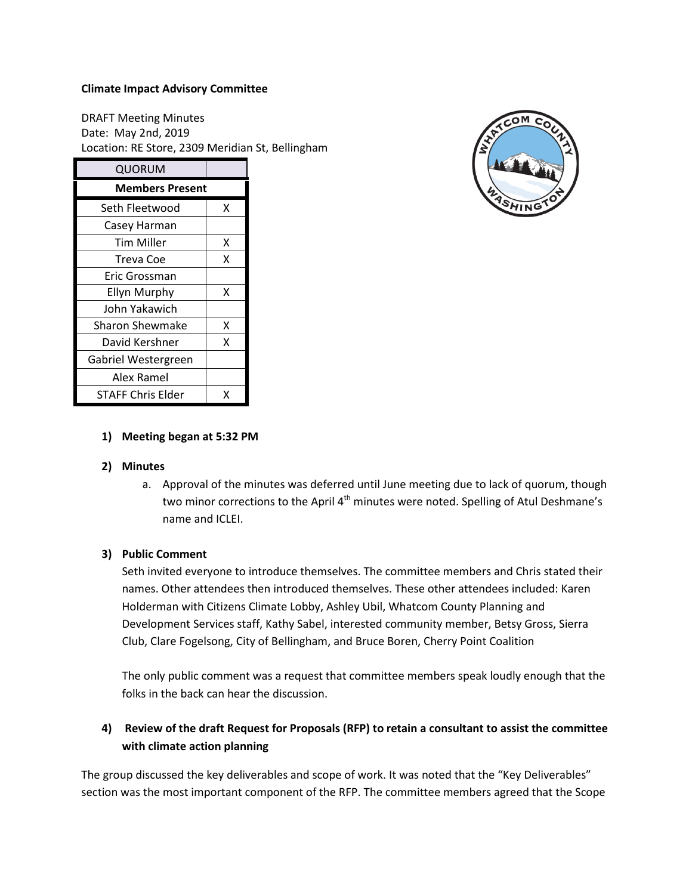**Climate Impact Advisory Committee**

DRAFT Meeting Minutes
Date: May 2nd, 2019
Location: RE Store, 2309 Meridian St, Bellingham

| QUORUM | |
|---|---|
| **Members Present** | |
| Seth Fleetwood | X |
| Casey Harman | |
| Tim Miller | X |
| Treva Coe | X |
| Eric Grossman | |
| Ellyn Murphy | X |
| John Yakawich | |
| Sharon Shewmake | X |
| David Kershner | X |
| Gabriel Westergreen | |
| Alex Ramel | |
| STAFF Chris Elder | X |

1) **Meeting began at 5:32 PM**

2) **Minutes**
   a. Approval of the minutes was deferred until June meeting due to lack of quorum, though two minor corrections to the April 4th minutes were noted. Spelling of Atul Deshmane's name and ICLEI.

3) **Public Comment**

   Seth invited everyone to introduce themselves. The committee members and Chris stated their names. Other attendees then introduced themselves. These other attendees included: Karen Holderman with Citizens Climate Lobby, Ashley Ubil, Whatcom County Planning and Development Services staff, Kathy Sabel, interested community member, Betsy Gross, Sierra Club, Clare Fogelsong, City of Bellingham, and Bruce Boren, Cherry Point Coalition

   The only public comment was a request that committee members speak loudly enough that the folks in the back can hear the discussion.

4) **Review of the draft Request for Proposals (RFP) to retain a consultant to assist the committee with climate action planning**

The group discussed the key deliverables and scope of work. It was noted that the "Key Deliverables" section was the most important component of the RFP. The committee members agreed that the Scope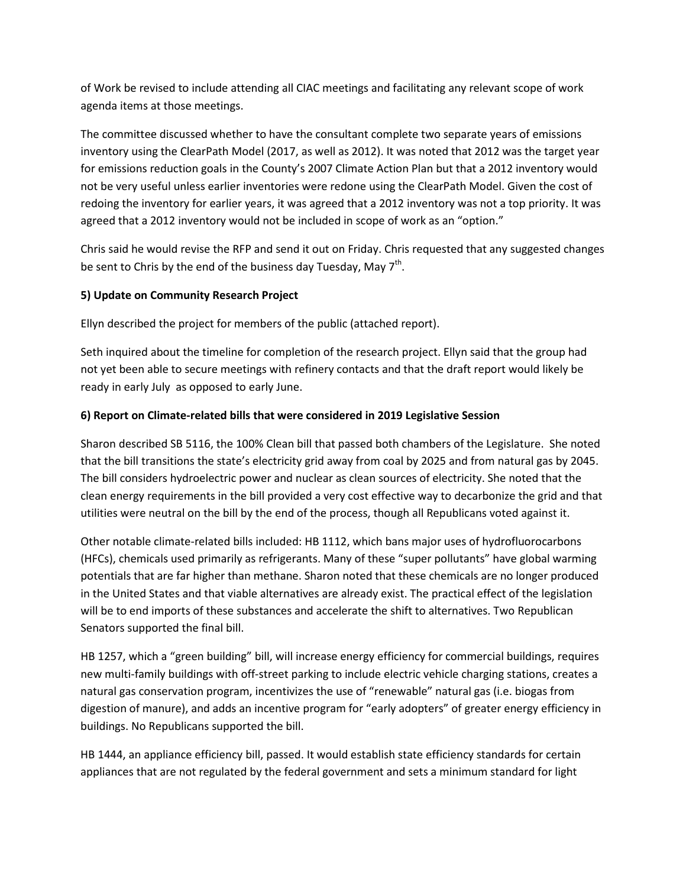of Work be revised to include attending all CIAC meetings and facilitating any relevant scope of work agenda items at those meetings.

The committee discussed whether to have the consultant complete two separate years of emissions inventory using the ClearPath Model (2017, as well as 2012). It was noted that 2012 was the target year for emissions reduction goals in the County's 2007 Climate Action Plan but that a 2012 inventory would not be very useful unless earlier inventories were redone using the ClearPath Model. Given the cost of redoing the inventory for earlier years, it was agreed that a 2012 inventory was not a top priority. It was agreed that a 2012 inventory would not be included in scope of work as an "option."

Chris said he would revise the RFP and send it out on Friday. Chris requested that any suggested changes be sent to Chris by the end of the business day Tuesday, May 7th.

**5) Update on Community Research Project**

Ellyn described the project for members of the public (attached report).

Seth inquired about the timeline for completion of the research project. Ellyn said that the group had not yet been able to secure meetings with refinery contacts and that the draft report would likely be ready in early July as opposed to early June.

**6) Report on Climate-related bills that were considered in 2019 Legislative Session**

Sharon described SB 5116, the 100% Clean bill that passed both chambers of the Legislature. She noted that the bill transitions the state's electricity grid away from coal by 2025 and from natural gas by 2045. The bill considers hydroelectric power and nuclear as clean sources of electricity. She noted that the clean energy requirements in the bill provided a very cost effective way to decarbonize the grid and that utilities were neutral on the bill by the end of the process, though all Republicans voted against it.

Other notable climate-related bills included: HB 1112, which bans major uses of hydrofluorocarbons (HFCs), chemicals used primarily as refrigerants. Many of these "super pollutants" have global warming potentials that are far higher than methane. Sharon noted that these chemicals are no longer produced in the United States and that viable alternatives are already exist. The practical effect of the legislation will be to end imports of these substances and accelerate the shift to alternatives. Two Republican Senators supported the final bill.

HB 1257, which a "green building" bill, will increase energy efficiency for commercial buildings, requires new multi-family buildings with off-street parking to include electric vehicle charging stations, creates a natural gas conservation program, incentivizes the use of "renewable" natural gas (i.e. biogas from digestion of manure), and adds an incentive program for "early adopters" of greater energy efficiency in buildings. No Republicans supported the bill.

HB 1444, an appliance efficiency bill, passed. It would establish state efficiency standards for certain appliances that are not regulated by the federal government and sets a minimum standard for light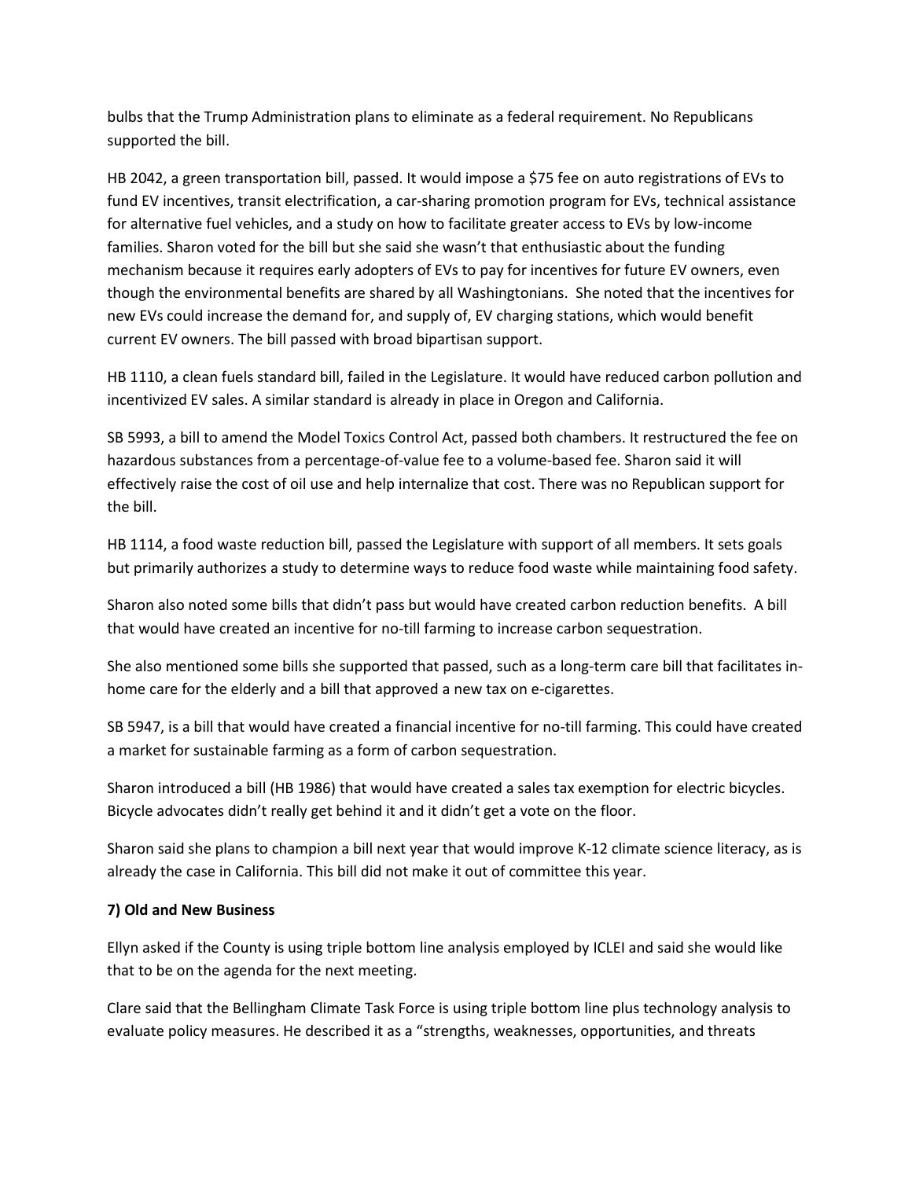bulbs that the Trump Administration plans to eliminate as a federal requirement. No Republicans supported the bill.

HB 2042, a green transportation bill, passed. It would impose a $75 fee on auto registrations of EVs to fund EV incentives, transit electrification, a car-sharing promotion program for EVs, technical assistance for alternative fuel vehicles, and a study on how to facilitate greater access to EVs by low-income families. Sharon voted for the bill but she said she wasn't that enthusiastic about the funding mechanism because it requires early adopters of EVs to pay for incentives for future EV owners, even though the environmental benefits are shared by all Washingtonians. She noted that the incentives for new EVs could increase the demand for, and supply of, EV charging stations, which would benefit current EV owners. The bill passed with broad bipartisan support.

HB 1110, a clean fuels standard bill, failed in the Legislature. It would have reduced carbon pollution and incentivized EV sales. A similar standard is already in place in Oregon and California.

SB 5993, a bill to amend the Model Toxics Control Act, passed both chambers. It restructured the fee on hazardous substances from a percentage-of-value fee to a volume-based fee. Sharon said it will effectively raise the cost of oil use and help internalize that cost. There was no Republican support for the bill.

HB 1114, a food waste reduction bill, passed the Legislature with support of all members. It sets goals but primarily authorizes a study to determine ways to reduce food waste while maintaining food safety.

Sharon also noted some bills that didn't pass but would have created carbon reduction benefits. A bill that would have created an incentive for no-till farming to increase carbon sequestration.

She also mentioned some bills she supported that passed, such as a long-term care bill that facilitates in-home care for the elderly and a bill that approved a new tax on e-cigarettes.

SB 5947, is a bill that would have created a financial incentive for no-till farming. This could have created a market for sustainable farming as a form of carbon sequestration.

Sharon introduced a bill (HB 1986) that would have created a sales tax exemption for electric bicycles. Bicycle advocates didn't really get behind it and it didn't get a vote on the floor.

Sharon said she plans to champion a bill next year that would improve K-12 climate science literacy, as is already the case in California. This bill did not make it out of committee this year.

**7) Old and New Business**

Ellyn asked if the County is using triple bottom line analysis employed by ICLEI and said she would like that to be on the agenda for the next meeting.

Clare said that the Bellingham Climate Task Force is using triple bottom line plus technology analysis to evaluate policy measures. He described it as a "strengths, weaknesses, opportunities, and threats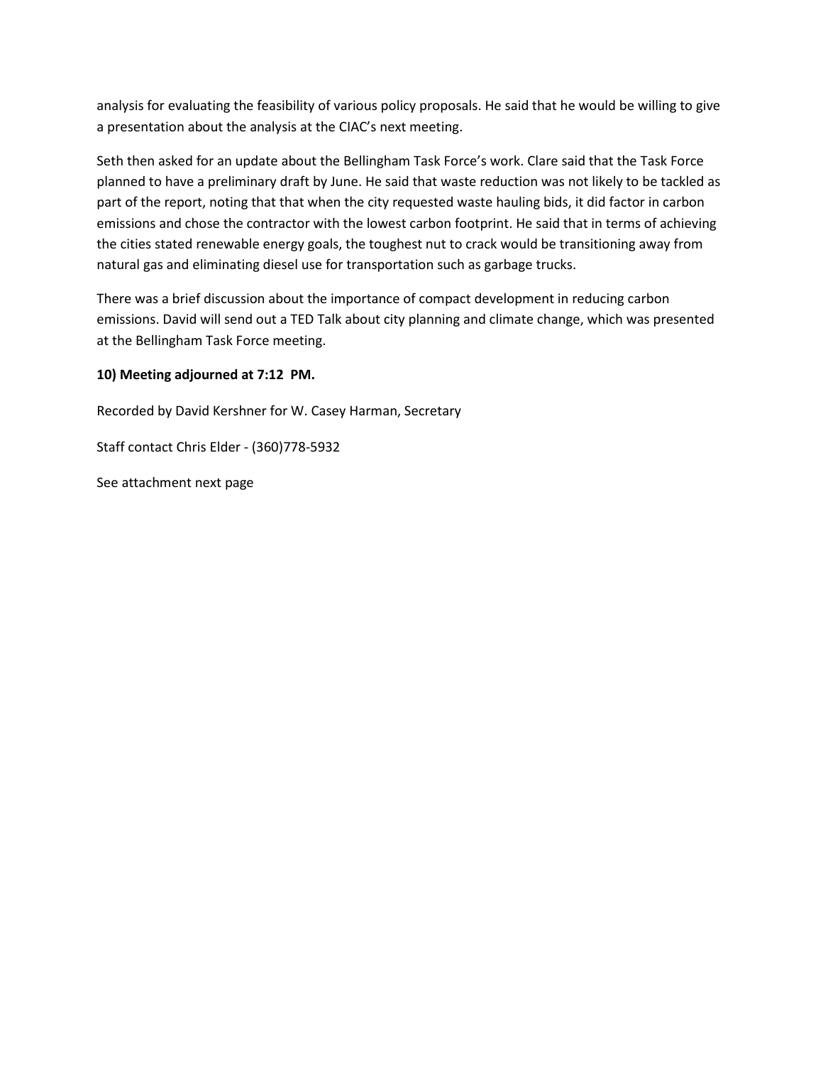analysis for evaluating the feasibility of various policy proposals. He said that he would be willing to give a presentation about the analysis at the CIAC's next meeting.

Seth then asked for an update about the Bellingham Task Force's work. Clare said that the Task Force planned to have a preliminary draft by June. He said that waste reduction was not likely to be tackled as part of the report, noting that that when the city requested waste hauling bids, it did factor in carbon emissions and chose the contractor with the lowest carbon footprint. He said that in terms of achieving the cities stated renewable energy goals, the toughest nut to crack would be transitioning away from natural gas and eliminating diesel use for transportation such as garbage trucks.

There was a brief discussion about the importance of compact development in reducing carbon emissions. David will send out a TED Talk about city planning and climate change, which was presented at the Bellingham Task Force meeting.

**10) Meeting adjourned at 7:12 PM.**

Recorded by David Kershner for W. Casey Harman, Secretary

Staff contact Chris Elder - (360)778-5932

See attachment next page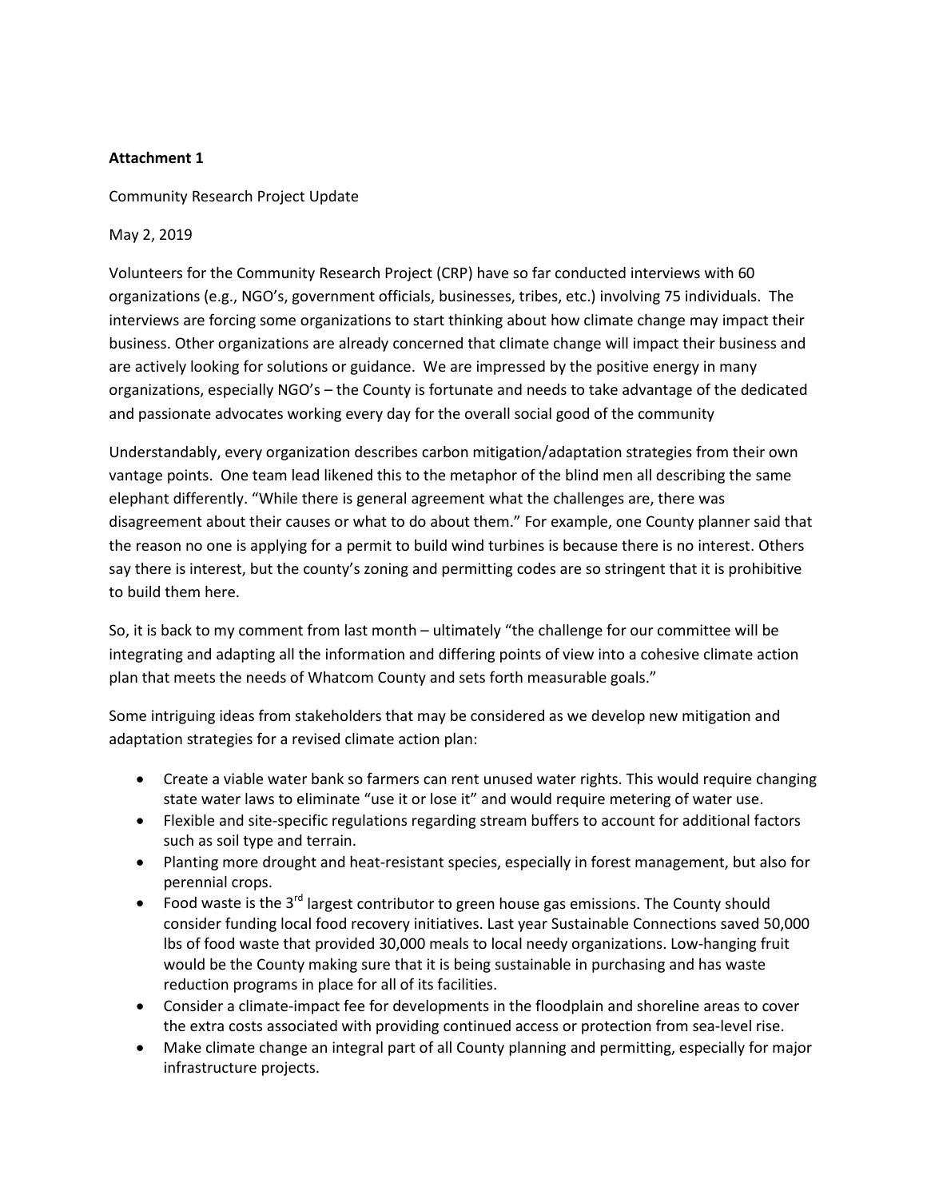**Attachment 1**

Community Research Project Update

May 2, 2019

Volunteers for the Community Research Project (CRP) have so far conducted interviews with 60 organizations (e.g., NGO's, government officials, businesses, tribes, etc.) involving 75 individuals. The interviews are forcing some organizations to start thinking about how climate change may impact their business. Other organizations are already concerned that climate change will impact their business and are actively looking for solutions or guidance. We are impressed by the positive energy in many organizations, especially NGO's – the County is fortunate and needs to take advantage of the dedicated and passionate advocates working every day for the overall social good of the community

Understandably, every organization describes carbon mitigation/adaptation strategies from their own vantage points. One team lead likened this to the metaphor of the blind men all describing the same elephant differently. "While there is general agreement what the challenges are, there was disagreement about their causes or what to do about them." For example, one County planner said that the reason no one is applying for a permit to build wind turbines is because there is no interest. Others say there is interest, but the county's zoning and permitting codes are so stringent that it is prohibitive to build them here.

So, it is back to my comment from last month – ultimately "the challenge for our committee will be integrating and adapting all the information and differing points of view into a cohesive climate action plan that meets the needs of Whatcom County and sets forth measurable goals."

Some intriguing ideas from stakeholders that may be considered as we develop new mitigation and adaptation strategies for a revised climate action plan:

- Create a viable water bank so farmers can rent unused water rights. This would require changing state water laws to eliminate "use it or lose it" and would require metering of water use.
- Flexible and site-specific regulations regarding stream buffers to account for additional factors such as soil type and terrain.
- Planting more drought and heat-resistant species, especially in forest management, but also for perennial crops.
- Food waste is the 3rd largest contributor to green house gas emissions. The County should consider funding local food recovery initiatives. Last year Sustainable Connections saved 50,000 lbs of food waste that provided 30,000 meals to local needy organizations. Low-hanging fruit would be the County making sure that it is being sustainable in purchasing and has waste reduction programs in place for all of its facilities.
- Consider a climate-impact fee for developments in the floodplain and shoreline areas to cover the extra costs associated with providing continued access or protection from sea-level rise.
- Make climate change an integral part of all County planning and permitting, especially for major infrastructure projects.